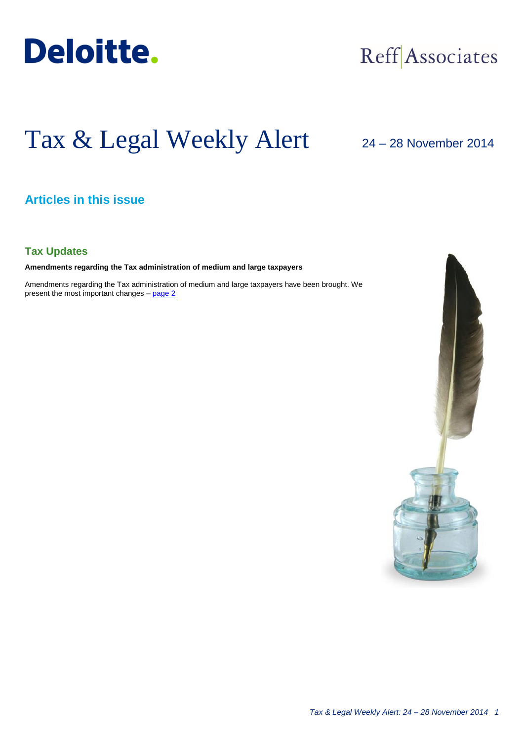Deloitte.

Reff Associates

# Tax & Legal Weekly Alert

24 – 28 November 2014

## Articles in this issue

### Tax Updates

**Amendments regarding the Tax administration of medium and large taxpayers**

Amendments regarding the Tax administration of medium and large taxpayers have been brought. We present the most important changes – page 2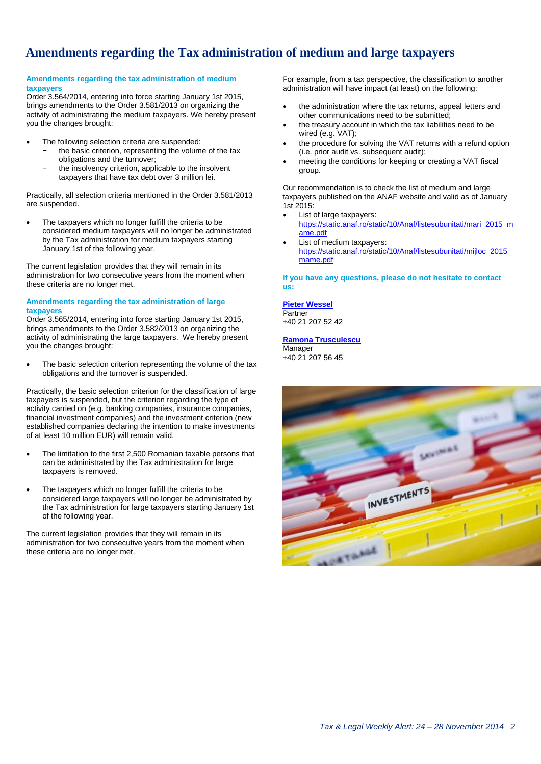# Amendments regarding the Tax administration of medium and large taxpayers

### Amendments regarding the tax administration of medium taxpayers

Order 3.564/2014, entering into force starting January 1st 2015, brings amendments to the Order 3.581/2013 on organizing the activity of administrating the medium taxpayers. We hereby present you the changes brought:

- The following selection criteria are suspended:
  - the basic criterion, representing the volume of the tax obligations and the turnover;
  - the insolvency criterion, applicable to the insolvent taxpayers that have tax debt over 3 million lei.

Practically, all selection criteria mentioned in the Order 3.581/2013 are suspended.

- The taxpayers which no longer fulfill the criteria to be considered medium taxpayers will no longer be administrated by the Tax administration for medium taxpayers starting January 1st of the following year.

The current legislation provides that they will remain in its administration for two consecutive years from the moment when these criteria are no longer met.

### Amendments regarding the tax administration of large taxpayers

Order 3.565/2014, entering into force starting January 1st 2015, brings amendments to the Order 3.582/2013 on organizing the activity of administrating the large taxpayers. We hereby present you the changes brought:

- The basic selection criterion representing the volume of the tax obligations and the turnover is suspended.

Practically, the basic selection criterion for the classification of large taxpayers is suspended, but the criterion regarding the type of activity carried on (e.g. banking companies, insurance companies, financial investment companies) and the investment criterion (new established companies declaring the intention to make investments of at least 10 million EUR) will remain valid.

- The limitation to the first 2,500 Romanian taxable persons that can be administrated by the Tax administration for large taxpayers is removed.

- The taxpayers which no longer fulfill the criteria to be considered large taxpayers will no longer be administrated by the Tax administration for large taxpayers starting January 1st of the following year.

The current legislation provides that they will remain in its administration for two consecutive years from the moment when these criteria are no longer met.

For example, from a tax perspective, the classification to another administration will have impact (at least) on the following:

- the administration where the tax returns, appeal letters and other communications need to be submitted;
- the treasury account in which the tax liabilities need to be wired (e.g. VAT);
- the procedure for solving the VAT returns with a refund option (i.e. prior audit vs. subsequent audit);
- meeting the conditions for keeping or creating a VAT fiscal group.

Our recommendation is to check the list of medium and large taxpayers published on the ANAF website and valid as of January 1st 2015:

- List of large taxpayers: https://static.anaf.ro/static/10/Anaf/listesubunitati/mari_2015_mame.pdf
- List of medium taxpayers: https://static.anaf.ro/static/10/Anaf/listesubunitati/mijloc_2015_mame.pdf

**If you have any questions, please do not hesitate to contact us:**

**Pieter Wessel**
Partner
+40 21 207 52 42

**Ramona Trusculescu**
Manager
+40 21 207 56 45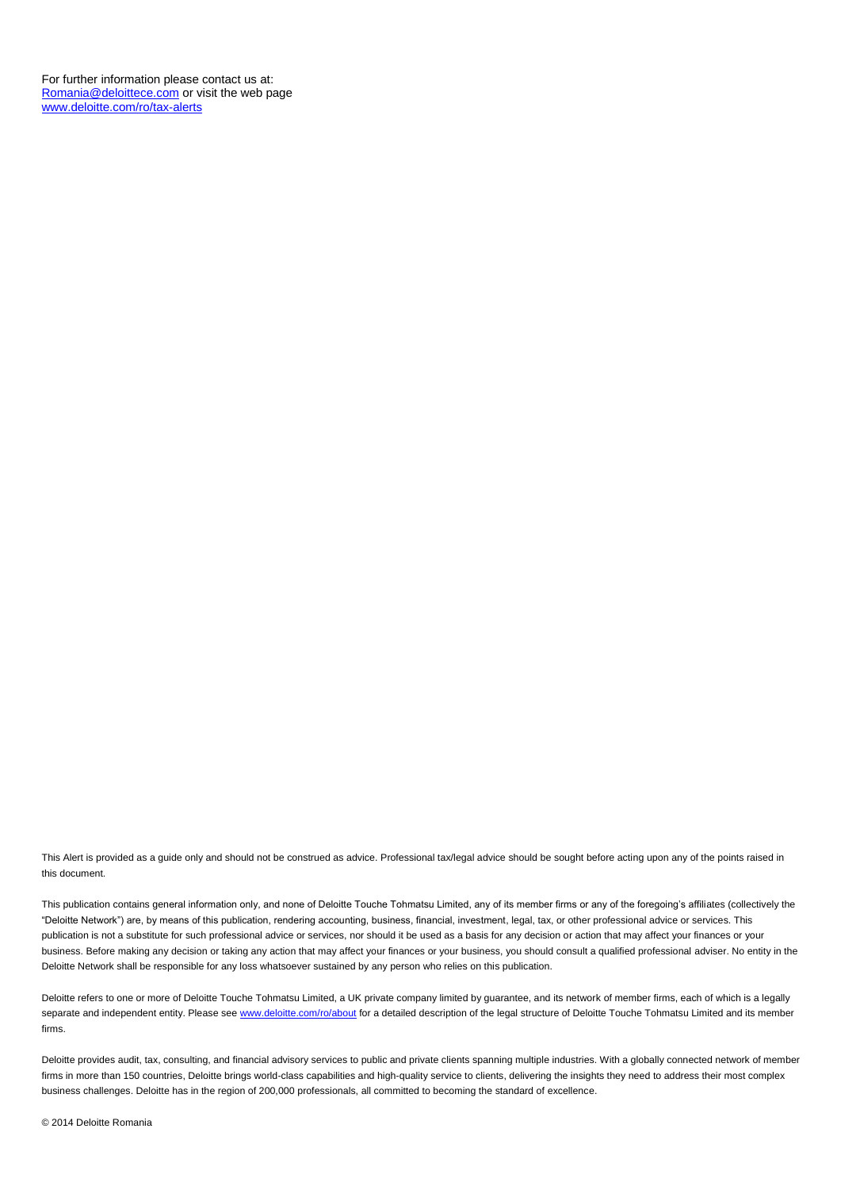For further information please contact us at:
[Romania@deloittece.com](mailto:Romania@deloittece.com) or visit the web page
[www.deloitte.com/ro/tax-alerts](http://www.deloitte.com/ro/tax-alerts)

This Alert is provided as a guide only and should not be construed as advice. Professional tax/legal advice should be sought before acting upon any of the points raised in this document.

This publication contains general information only, and none of Deloitte Touche Tohmatsu Limited, any of its member firms or any of the foregoing's affiliates (collectively the "Deloitte Network") are, by means of this publication, rendering accounting, business, financial, investment, legal, tax, or other professional advice or services. This publication is not a substitute for such professional advice or services, nor should it be used as a basis for any decision or action that may affect your finances or your business. Before making any decision or taking any action that may affect your finances or your business, you should consult a qualified professional adviser. No entity in the Deloitte Network shall be responsible for any loss whatsoever sustained by any person who relies on this publication.

Deloitte refers to one or more of Deloitte Touche Tohmatsu Limited, a UK private company limited by guarantee, and its network of member firms, each of which is a legally separate and independent entity. Please see [www.deloitte.com/ro/about](http://www.deloitte.com/ro/about) for a detailed description of the legal structure of Deloitte Touche Tohmatsu Limited and its member firms.

Deloitte provides audit, tax, consulting, and financial advisory services to public and private clients spanning multiple industries. With a globally connected network of member firms in more than 150 countries, Deloitte brings world-class capabilities and high-quality service to clients, delivering the insights they need to address their most complex business challenges. Deloitte has in the region of 200,000 professionals, all committed to becoming the standard of excellence.

© 2014 Deloitte Romania